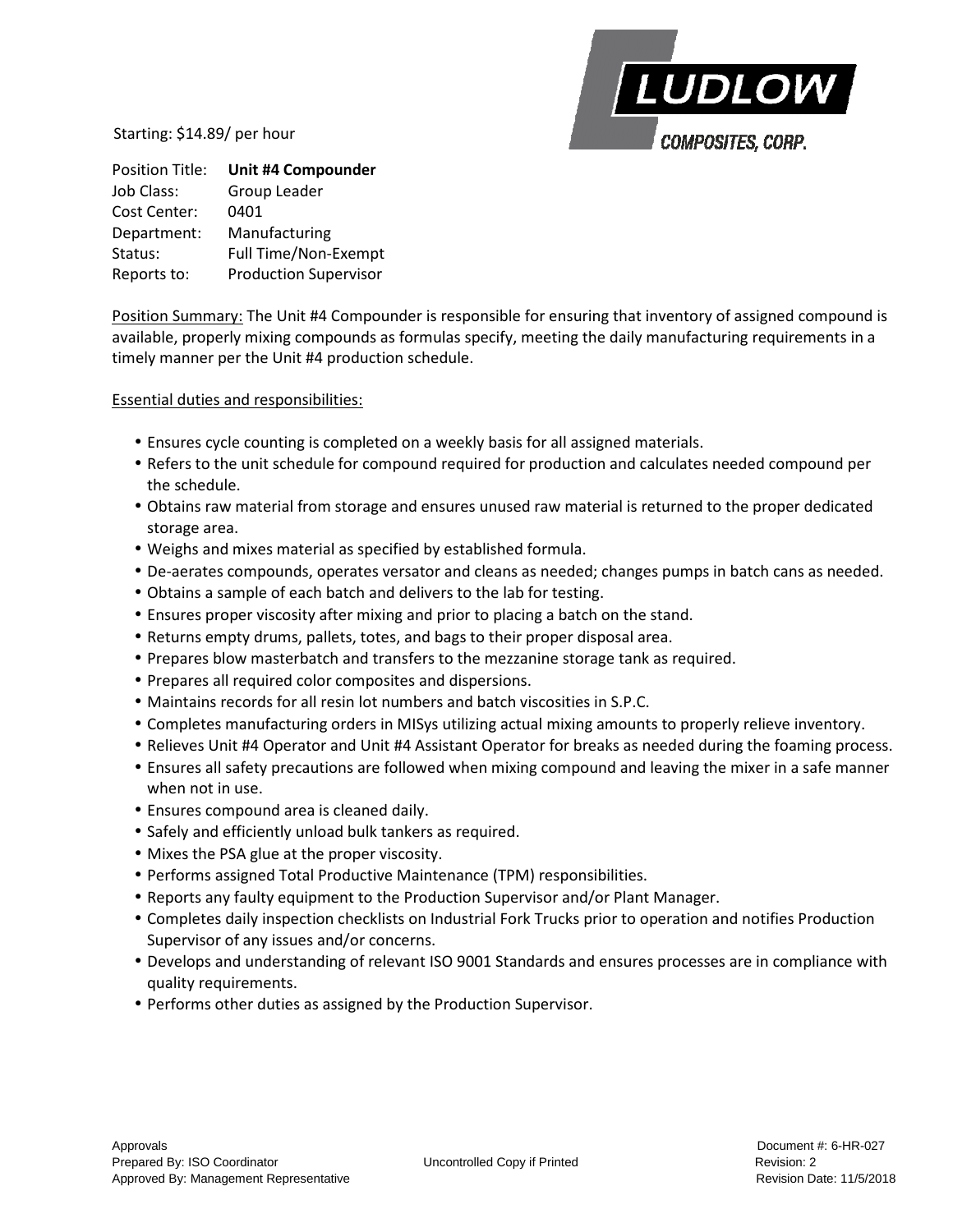Starting: $14.89/ per hour

LUDLOW COMPOSITES, CORP.

| | |
|---|---|
| Position Title: | **Unit #4 Compounder** |
| Job Class: | Group Leader |
| Cost Center: | 0401 |
| Department: | Manufacturing |
| Status: | Full Time/Non-Exempt |
| Reports to: | Production Supervisor |

Position Summary: The Unit #4 Compounder is responsible for ensuring that inventory of assigned compound is available, properly mixing compounds as formulas specify, meeting the daily manufacturing requirements in a timely manner per the Unit #4 production schedule.

Essential duties and responsibilities:

- Ensures cycle counting is completed on a weekly basis for all assigned materials.
- Refers to the unit schedule for compound required for production and calculates needed compound per the schedule.
- Obtains raw material from storage and ensures unused raw material is returned to the proper dedicated storage area.
- Weighs and mixes material as specified by established formula.
- De-aerates compounds, operates versator and cleans as needed; changes pumps in batch cans as needed.
- Obtains a sample of each batch and delivers to the lab for testing.
- Ensures proper viscosity after mixing and prior to placing a batch on the stand.
- Returns empty drums, pallets, totes, and bags to their proper disposal area.
- Prepares blow masterbatch and transfers to the mezzanine storage tank as required.
- Prepares all required color composites and dispersions.
- Maintains records for all resin lot numbers and batch viscosities in S.P.C.
- Completes manufacturing orders in MISys utilizing actual mixing amounts to properly relieve inventory.
- Relieves Unit #4 Operator and Unit #4 Assistant Operator for breaks as needed during the foaming process.
- Ensures all safety precautions are followed when mixing compound and leaving the mixer in a safe manner when not in use.
- Ensures compound area is cleaned daily.
- Safely and efficiently unload bulk tankers as required.
- Mixes the PSA glue at the proper viscosity.
- Performs assigned Total Productive Maintenance (TPM) responsibilities.
- Reports any faulty equipment to the Production Supervisor and/or Plant Manager.
- Completes daily inspection checklists on Industrial Fork Trucks prior to operation and notifies Production Supervisor of any issues and/or concerns.
- Develops and understanding of relevant ISO 9001 Standards and ensures processes are in compliance with quality requirements.
- Performs other duties as assigned by the Production Supervisor.

Approvals
Prepared By: ISO Coordinator
Approved By: Management Representative

Uncontrolled Copy if Printed

Document #: 6-HR-027
Revision: 2
Revision Date: 11/5/2018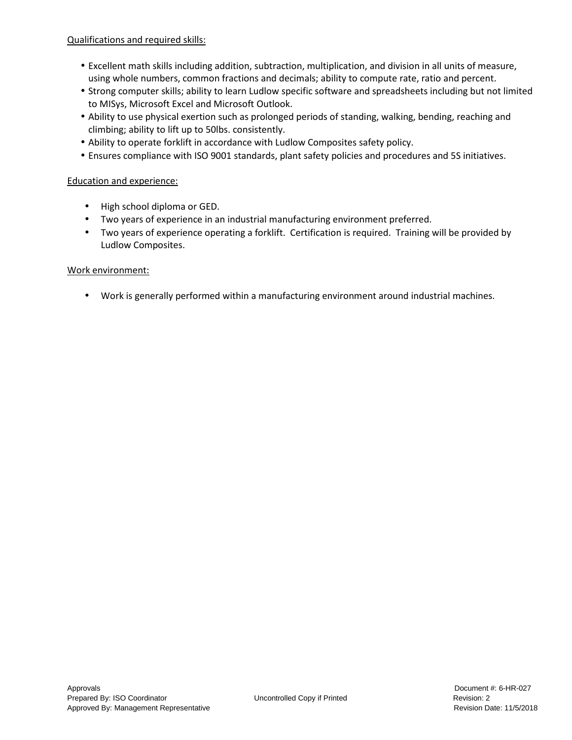Qualifications and required skills:

- Excellent math skills including addition, subtraction, multiplication, and division in all units of measure, using whole numbers, common fractions and decimals; ability to compute rate, ratio and percent.
- Strong computer skills; ability to learn Ludlow specific software and spreadsheets including but not limited to MISys, Microsoft Excel and Microsoft Outlook.
- Ability to use physical exertion such as prolonged periods of standing, walking, bending, reaching and climbing; ability to lift up to 50lbs. consistently.
- Ability to operate forklift in accordance with Ludlow Composites safety policy.
- Ensures compliance with ISO 9001 standards, plant safety policies and procedures and 5S initiatives.

Education and experience:

- High school diploma or GED.
- Two years of experience in an industrial manufacturing environment preferred.
- Two years of experience operating a forklift. Certification is required. Training will be provided by Ludlow Composites.

Work environment:

- Work is generally performed within a manufacturing environment around industrial machines.

Approvals
Prepared By: ISO Coordinator
Approved By: Management Representative

Uncontrolled Copy if Printed

Document #: 6-HR-027
Revision: 2
Revision Date: 11/5/2018